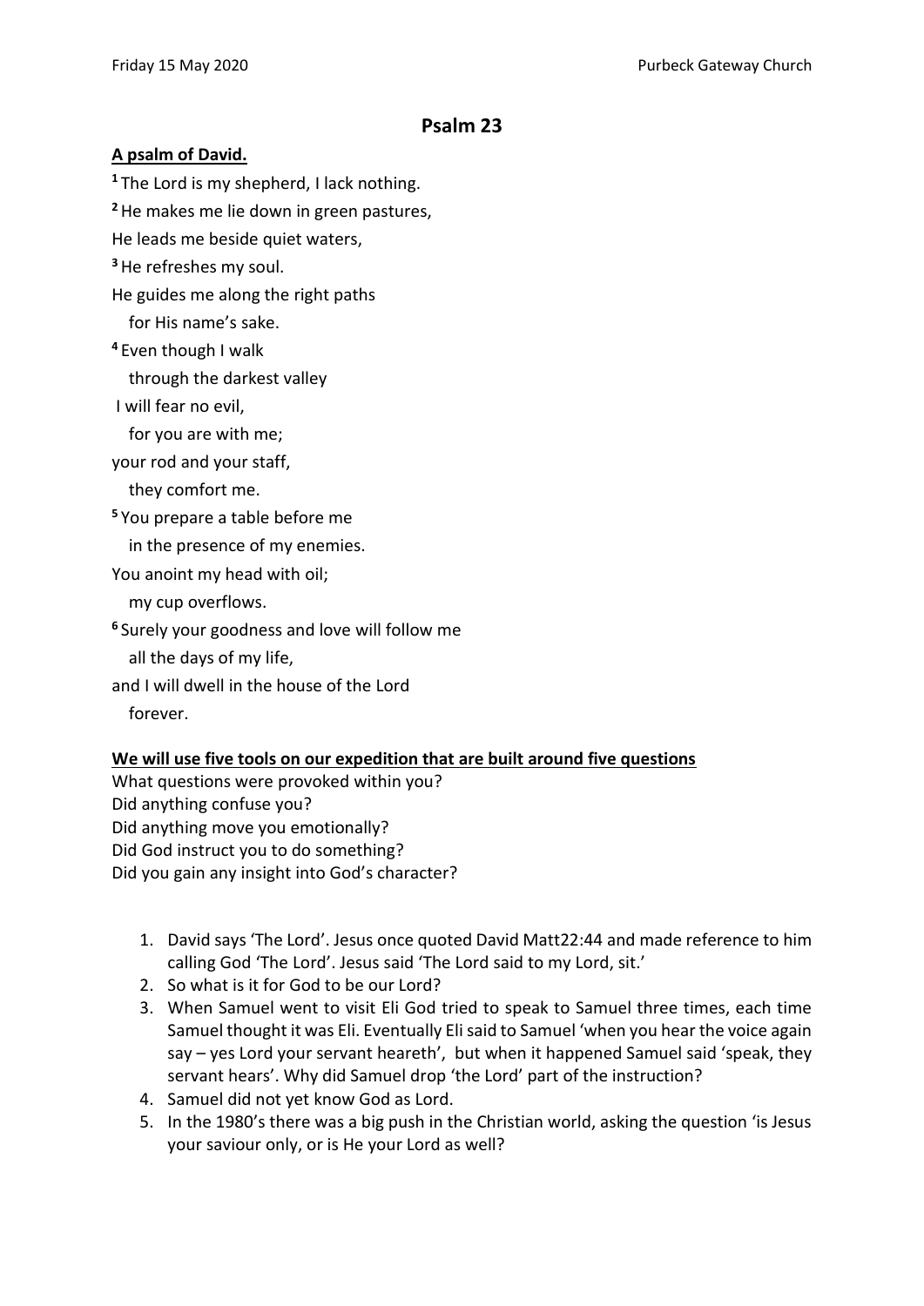# Psalm 23

**A psalm of David.**

[1] The Lord is my shepherd, I lack nothing.
[2] He makes me lie down in green pastures,
He leads me beside quiet waters,
[3] He refreshes my soul.
He guides me along the right paths
  for His name's sake.
[4] Even though I walk
  through the darkest valley
 I will fear no evil,
  for you are with me;
your rod and your staff,
  they comfort me.
[5] You prepare a table before me
  in the presence of my enemies.
You anoint my head with oil;
  my cup overflows.
[6] Surely your goodness and love will follow me
  all the days of my life,
and I will dwell in the house of the Lord
  forever.

**We will use five tools on our expedition that are built around five questions**

What questions were provoked within you?
Did anything confuse you?
Did anything move you emotionally?
Did God instruct you to do something?
Did you gain any insight into God's character?

1. David says 'The Lord'. Jesus once quoted David Matt22:44 and made reference to him calling God 'The Lord'. Jesus said 'The Lord said to my Lord, sit.'
2. So what is it for God to be our Lord?
3. When Samuel went to visit Eli God tried to speak to Samuel three times, each time Samuel thought it was Eli. Eventually Eli said to Samuel 'when you hear the voice again say – yes Lord your servant heareth', but when it happened Samuel said 'speak, they servant hears'. Why did Samuel drop 'the Lord' part of the instruction?
4. Samuel did not yet know God as Lord.
5. In the 1980's there was a big push in the Christian world, asking the question 'is Jesus your saviour only, or is He your Lord as well?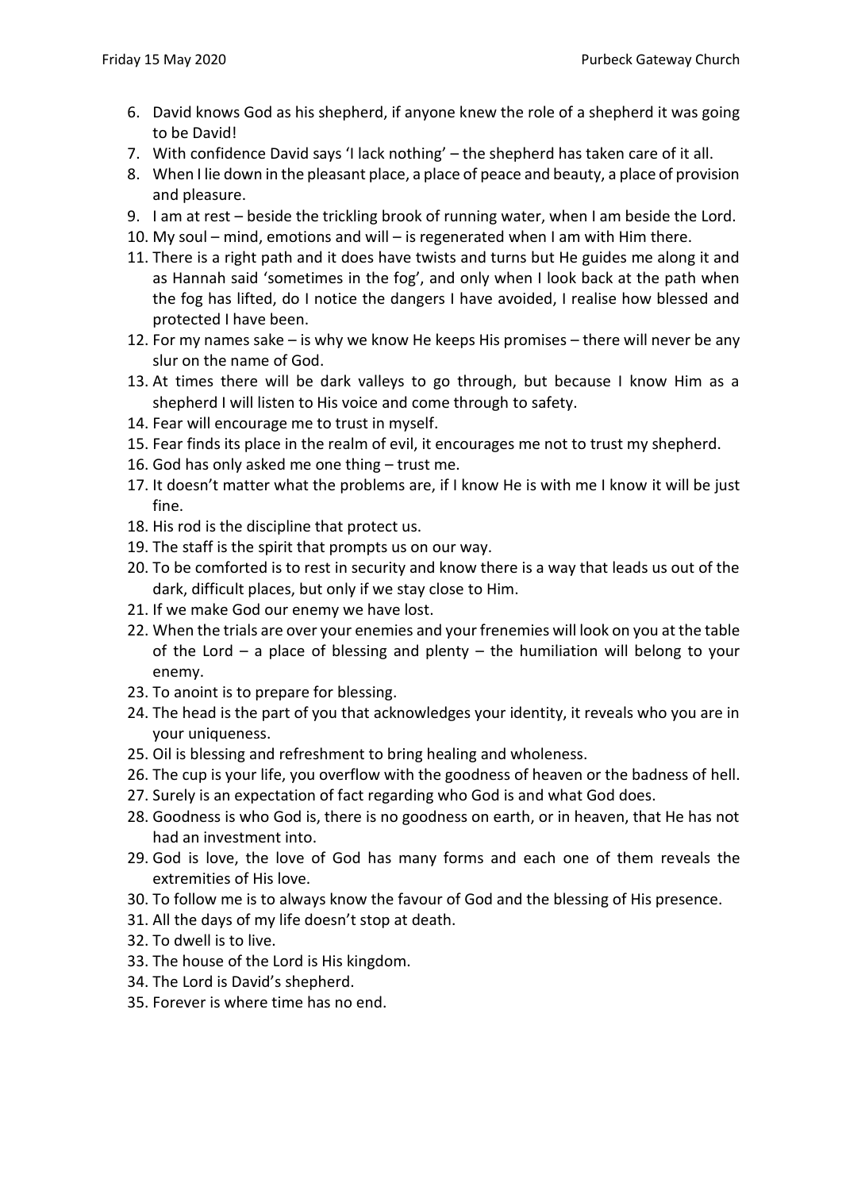6. David knows God as his shepherd, if anyone knew the role of a shepherd it was going to be David!
7. With confidence David says 'I lack nothing' – the shepherd has taken care of it all.
8. When I lie down in the pleasant place, a place of peace and beauty, a place of provision and pleasure.
9. I am at rest – beside the trickling brook of running water, when I am beside the Lord.
10. My soul – mind, emotions and will – is regenerated when I am with Him there.
11. There is a right path and it does have twists and turns but He guides me along it and as Hannah said 'sometimes in the fog', and only when I look back at the path when the fog has lifted, do I notice the dangers I have avoided, I realise how blessed and protected I have been.
12. For my names sake – is why we know He keeps His promises – there will never be any slur on the name of God.
13. At times there will be dark valleys to go through, but because I know Him as a shepherd I will listen to His voice and come through to safety.
14. Fear will encourage me to trust in myself.
15. Fear finds its place in the realm of evil, it encourages me not to trust my shepherd.
16. God has only asked me one thing – trust me.
17. It doesn't matter what the problems are, if I know He is with me I know it will be just fine.
18. His rod is the discipline that protect us.
19. The staff is the spirit that prompts us on our way.
20. To be comforted is to rest in security and know there is a way that leads us out of the dark, difficult places, but only if we stay close to Him.
21. If we make God our enemy we have lost.
22. When the trials are over your enemies and your frenemies will look on you at the table of the Lord – a place of blessing and plenty – the humiliation will belong to your enemy.
23. To anoint is to prepare for blessing.
24. The head is the part of you that acknowledges your identity, it reveals who you are in your uniqueness.
25. Oil is blessing and refreshment to bring healing and wholeness.
26. The cup is your life, you overflow with the goodness of heaven or the badness of hell.
27. Surely is an expectation of fact regarding who God is and what God does.
28. Goodness is who God is, there is no goodness on earth, or in heaven, that He has not had an investment into.
29. God is love, the love of God has many forms and each one of them reveals the extremities of His love.
30. To follow me is to always know the favour of God and the blessing of His presence.
31. All the days of my life doesn't stop at death.
32. To dwell is to live.
33. The house of the Lord is His kingdom.
34. The Lord is David's shepherd.
35. Forever is where time has no end.